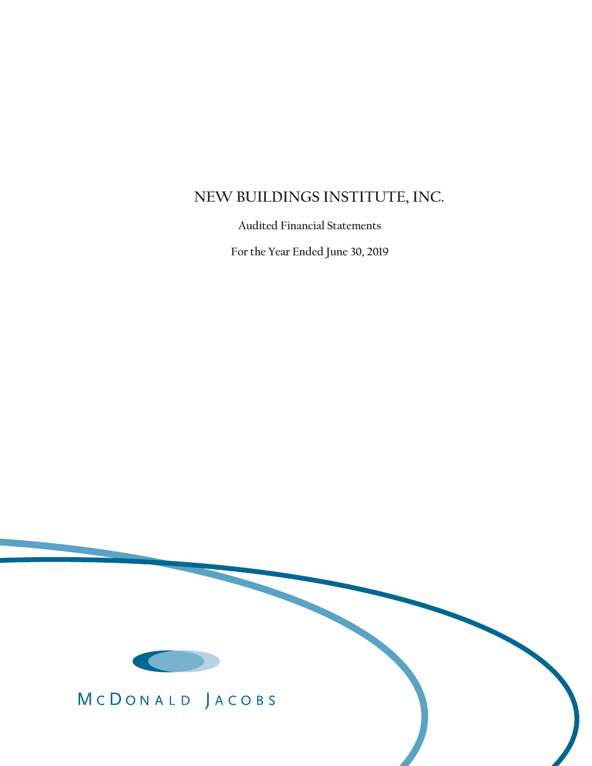# NEW BUILDINGS INSTITUTE, INC.

Audited Financial Statements

For the Year Ended June 30, 2019

McDONALD JACOBS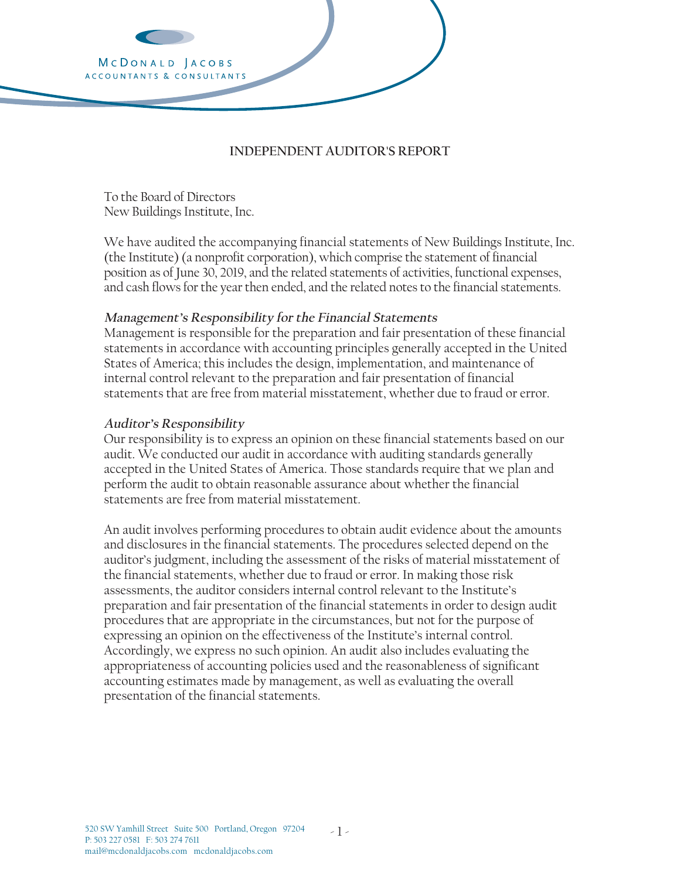MCDONALD JACOBS
ACCOUNTANTS & CONSULTANTS

## INDEPENDENT AUDITOR'S REPORT

To the Board of Directors
New Buildings Institute, Inc.

We have audited the accompanying financial statements of New Buildings Institute, Inc. (the Institute) (a nonprofit corporation), which comprise the statement of financial position as of June 30, 2019, and the related statements of activities, functional expenses, and cash flows for the year then ended, and the related notes to the financial statements.

***Management's Responsibility for the Financial Statements***
Management is responsible for the preparation and fair presentation of these financial statements in accordance with accounting principles generally accepted in the United States of America; this includes the design, implementation, and maintenance of internal control relevant to the preparation and fair presentation of financial statements that are free from material misstatement, whether due to fraud or error.

***Auditor's Responsibility***
Our responsibility is to express an opinion on these financial statements based on our audit. We conducted our audit in accordance with auditing standards generally accepted in the United States of America. Those standards require that we plan and perform the audit to obtain reasonable assurance about whether the financial statements are free from material misstatement.

An audit involves performing procedures to obtain audit evidence about the amounts and disclosures in the financial statements. The procedures selected depend on the auditor's judgment, including the assessment of the risks of material misstatement of the financial statements, whether due to fraud or error. In making those risk assessments, the auditor considers internal control relevant to the Institute's preparation and fair presentation of the financial statements in order to design audit procedures that are appropriate in the circumstances, but not for the purpose of expressing an opinion on the effectiveness of the Institute's internal control. Accordingly, we express no such opinion. An audit also includes evaluating the appropriateness of accounting policies used and the reasonableness of significant accounting estimates made by management, as well as evaluating the overall presentation of the financial statements.

520 SW Yamhill Street Suite 500 Portland, Oregon 97204
P: 503 227 0581 F: 503 274 7611
mail@mcdonaldjacobs.com mcdonaldjacobs.com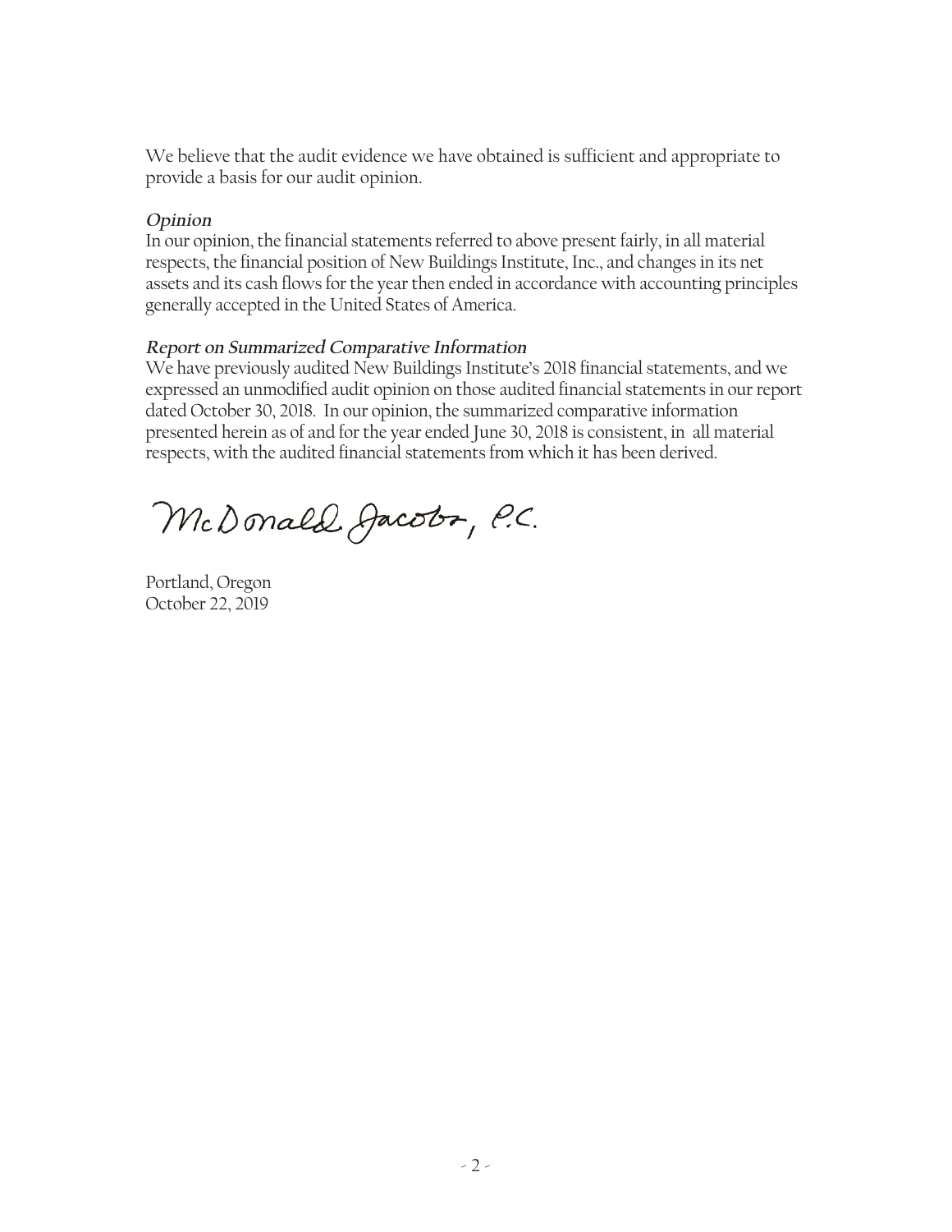We believe that the audit evidence we have obtained is sufficient and appropriate to provide a basis for our audit opinion.

***Opinion***

In our opinion, the financial statements referred to above present fairly, in all material respects, the financial position of New Buildings Institute, Inc., and changes in its net assets and its cash flows for the year then ended in accordance with accounting principles generally accepted in the United States of America.

***Report on Summarized Comparative Information***

We have previously audited New Buildings Institute's 2018 financial statements, and we expressed an unmodified audit opinion on those audited financial statements in our report dated October 30, 2018. In our opinion, the summarized comparative information presented herein as of and for the year ended June 30, 2018 is consistent, in all material respects, with the audited financial statements from which it has been derived.

McDonald Jacobs, P.C.

Portland, Oregon
October 22, 2019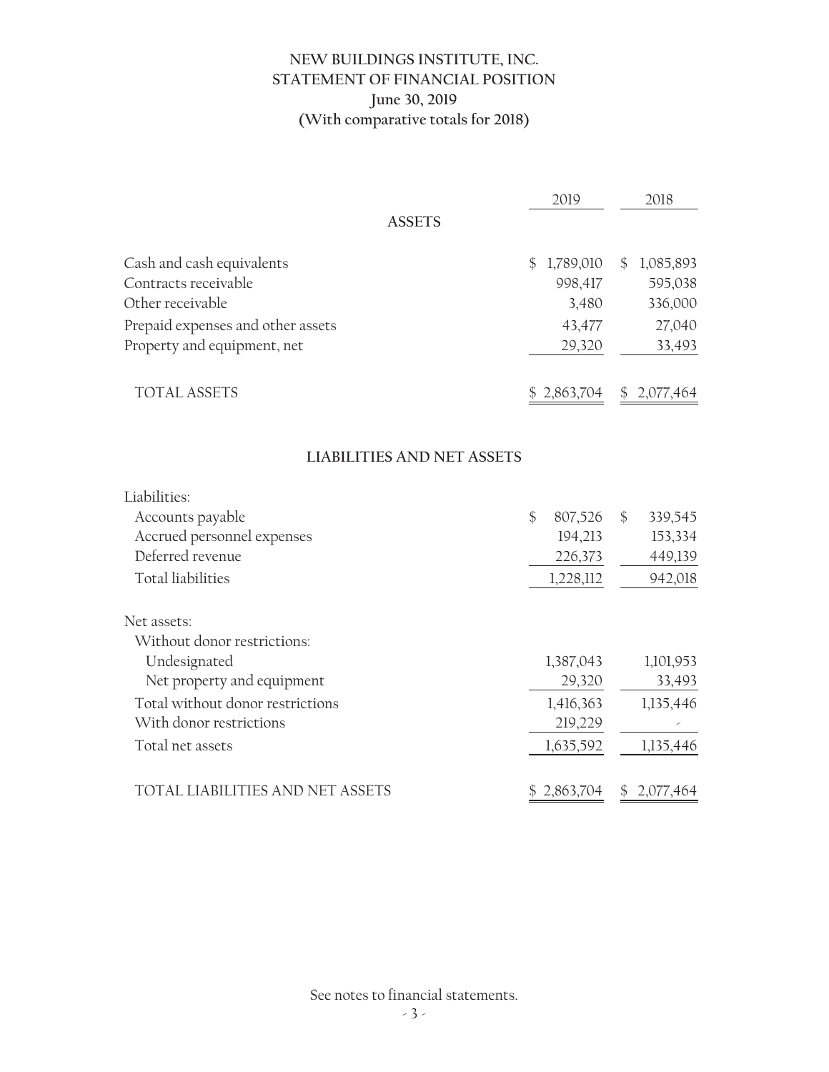# NEW BUILDINGS INSTITUTE, INC.
## STATEMENT OF FINANCIAL POSITION
### June 30, 2019
### (With comparative totals for 2018)

| | 2019 | 2018 |
|---|---|---|
| **ASSETS** | | |
| Cash and cash equivalents | $ 1,789,010 | $ 1,085,893 |
| Contracts receivable | 998,417 | 595,038 |
| Other receivable | 3,480 | 336,000 |
| Prepaid expenses and other assets | 43,477 | 27,040 |
| Property and equipment, net | 29,320 | 33,493 |
| TOTAL ASSETS | $ 2,863,704 | $ 2,077,464 |
| **LIABILITIES AND NET ASSETS** | | |
| Liabilities: | | |
| Accounts payable | $ 807,526 | $ 339,545 |
| Accrued personnel expenses | 194,213 | 153,334 |
| Deferred revenue | 226,373 | 449,139 |
| Total liabilities | 1,228,112 | 942,018 |
| Net assets: | | |
| Without donor restrictions: | | |
| Undesignated | 1,387,043 | 1,101,953 |
| Net property and equipment | 29,320 | 33,493 |
| Total without donor restrictions | 1,416,363 | 1,135,446 |
| With donor restrictions | 219,229 | - |
| Total net assets | 1,635,592 | 1,135,446 |
| TOTAL LIABILITIES AND NET ASSETS | $ 2,863,704 | $ 2,077,464 |

See notes to financial statements.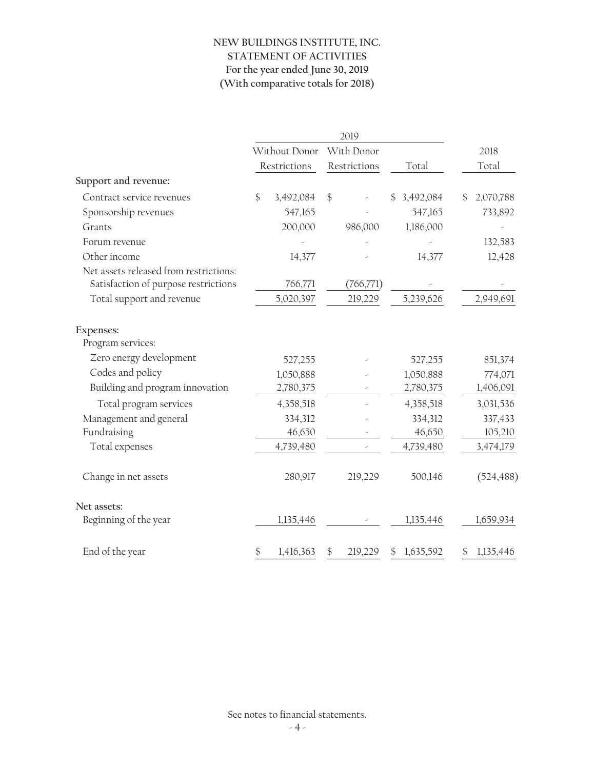**NEW BUILDINGS INSTITUTE, INC.**
**STATEMENT OF ACTIVITIES**
**For the year ended June 30, 2019**
**(With comparative totals for 2018)**

| | 2019 | | | |
|---|---|---|---|---|
| | Without Donor Restrictions | With Donor Restrictions | Total | 2018 Total |
| **Support and revenue:** | | | | |
| Contract service revenues | $ 3,492,084 | $ - | $ 3,492,084 | $ 2,070,788 |
| Sponsorship revenues | 547,165 | - | 547,165 | 733,892 |
| Grants | 200,000 | 986,000 | 1,186,000 | - |
| Forum revenue | - | - | - | 132,583 |
| Other income | 14,377 | - | 14,377 | 12,428 |
| Net assets released from restrictions: | | | | |
| Satisfaction of purpose restrictions | 766,771 | (766,771) | - | - |
| Total support and revenue | 5,020,397 | 219,229 | 5,239,626 | 2,949,691 |
| **Expenses:** | | | | |
| Program services: | | | | |
| Zero energy development | 527,255 | - | 527,255 | 851,374 |
| Codes and policy | 1,050,888 | - | 1,050,888 | 774,071 |
| Building and program innovation | 2,780,375 | - | 2,780,375 | 1,406,091 |
| Total program services | 4,358,518 | - | 4,358,518 | 3,031,536 |
| Management and general | 334,312 | - | 334,312 | 337,433 |
| Fundraising | 46,650 | - | 46,650 | 105,210 |
| Total expenses | 4,739,480 | - | 4,739,480 | 3,474,179 |
| Change in net assets | 280,917 | 219,229 | 500,146 | (524,488) |
| **Net assets:** | | | | |
| Beginning of the year | 1,135,446 | - | 1,135,446 | 1,659,934 |
| End of the year | $ 1,416,363 | $ 219,229 | $ 1,635,592 | $ 1,135,446 |

See notes to financial statements.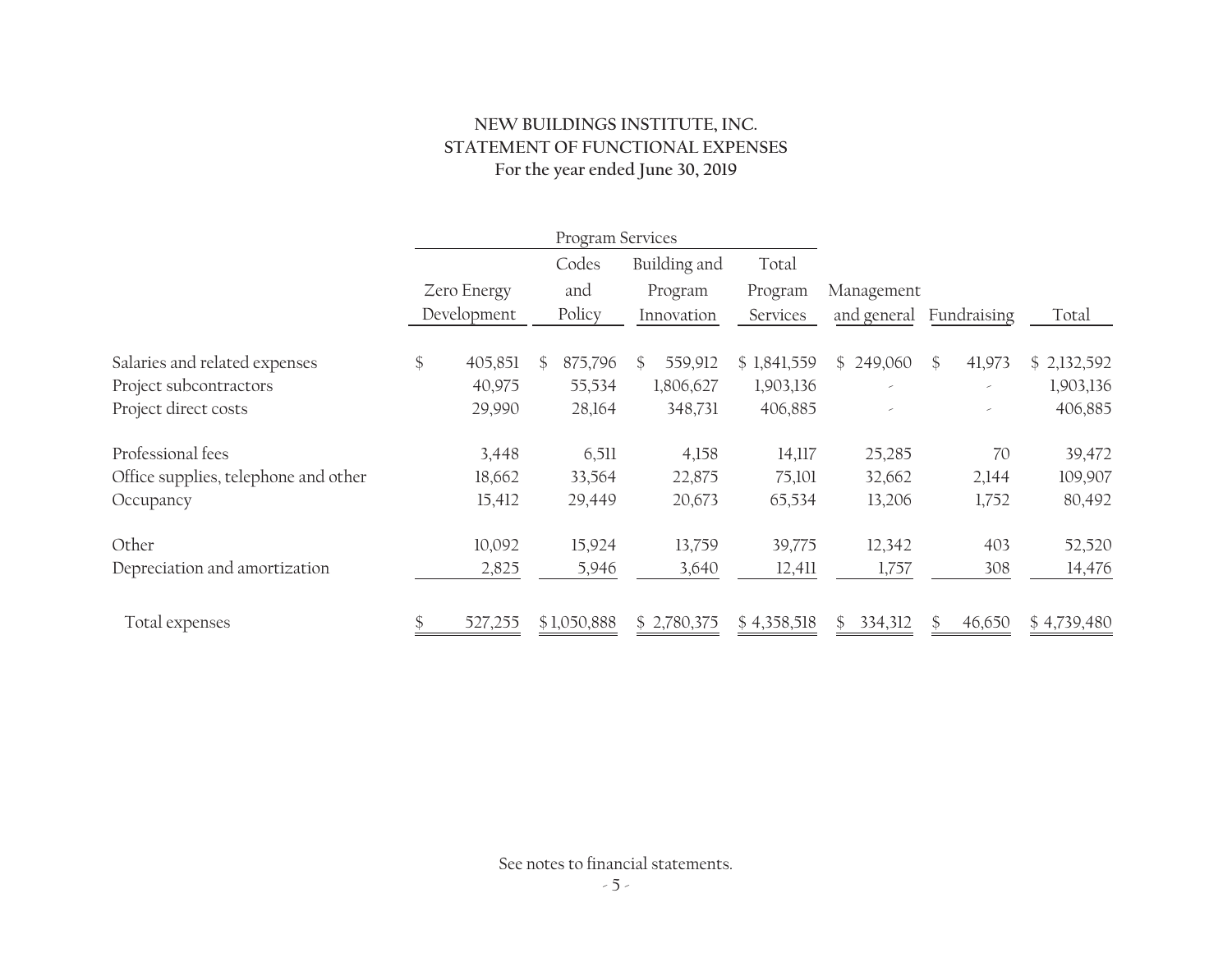**NEW BUILDINGS INSTITUTE, INC.**
**STATEMENT OF FUNCTIONAL EXPENSES**
**For the year ended June 30, 2019**

| | Program Services | | | | | | |
|---|---|---|---|---|---|---|---|
| | Zero Energy Development | Codes and Policy | Building and Program Innovation | Total Program Services | Management and general | Fundraising | Total |
| Salaries and related expenses | $ 405,851 | $ 875,796 | $ 559,912 | $ 1,841,559 | $ 249,060 | $ 41,973 | $ 2,132,592 |
| Project subcontractors | 40,975 | 55,534 | 1,806,627 | 1,903,136 | - | - | 1,903,136 |
| Project direct costs | 29,990 | 28,164 | 348,731 | 406,885 | - | - | 406,885 |
| Professional fees | 3,448 | 6,511 | 4,158 | 14,117 | 25,285 | 70 | 39,472 |
| Office supplies, telephone and other | 18,662 | 33,564 | 22,875 | 75,101 | 32,662 | 2,144 | 109,907 |
| Occupancy | 15,412 | 29,449 | 20,673 | 65,534 | 13,206 | 1,752 | 80,492 |
| Other | 10,092 | 15,924 | 13,759 | 39,775 | 12,342 | 403 | 52,520 |
| Depreciation and amortization | 2,825 | 5,946 | 3,640 | 12,411 | 1,757 | 308 | 14,476 |
| Total expenses | $ 527,255 | $ 1,050,888 | $ 2,780,375 | $ 4,358,518 | $ 334,312 | $ 46,650 | $ 4,739,480 |

See notes to financial statements.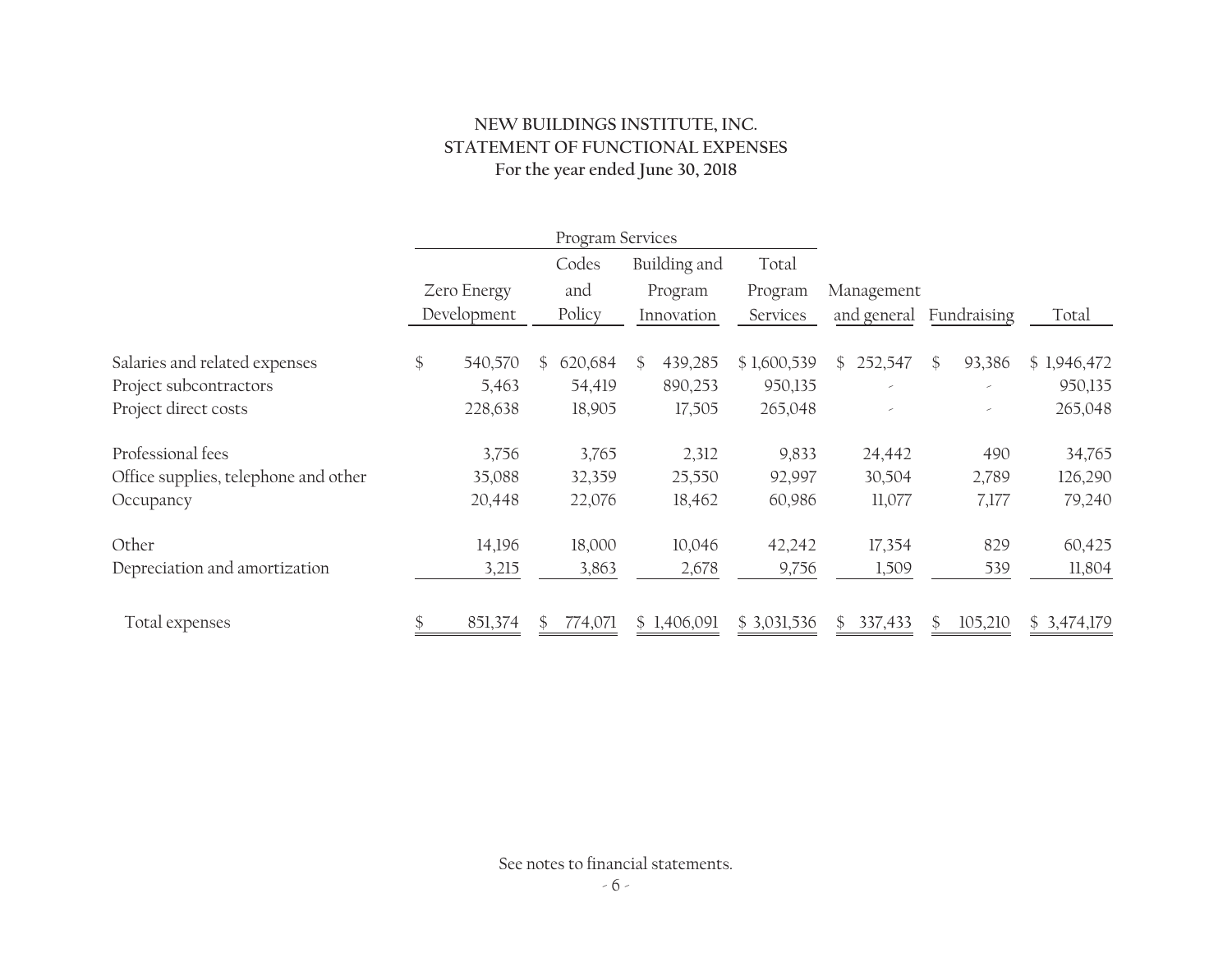**NEW BUILDINGS INSTITUTE, INC.**
**STATEMENT OF FUNCTIONAL EXPENSES**
**For the year ended June 30, 2018**

| | Program Services | | | | | | |
|---|---|---|---|---|---|---|---|
| | Zero Energy Development | Codes and Policy | Building and Program Innovation | Total Program Services | Management and general | Fundraising | Total |
| Salaries and related expenses | $ 540,570 | $ 620,684 | $ 439,285 | $ 1,600,539 | $ 252,547 | $ 93,386 | $ 1,946,472 |
| Project subcontractors | 5,463 | 54,419 | 890,253 | 950,135 | - | - | 950,135 |
| Project direct costs | 228,638 | 18,905 | 17,505 | 265,048 | - | - | 265,048 |
| Professional fees | 3,756 | 3,765 | 2,312 | 9,833 | 24,442 | 490 | 34,765 |
| Office supplies, telephone and other | 35,088 | 32,359 | 25,550 | 92,997 | 30,504 | 2,789 | 126,290 |
| Occupancy | 20,448 | 22,076 | 18,462 | 60,986 | 11,077 | 7,177 | 79,240 |
| Other | 14,196 | 18,000 | 10,046 | 42,242 | 17,354 | 829 | 60,425 |
| Depreciation and amortization | 3,215 | 3,863 | 2,678 | 9,756 | 1,509 | 539 | 11,804 |
| Total expenses | $ 851,374 | $ 774,071 | $ 1,406,091 | $ 3,031,536 | $ 337,433 | $ 105,210 | $ 3,474,179 |

See notes to financial statements.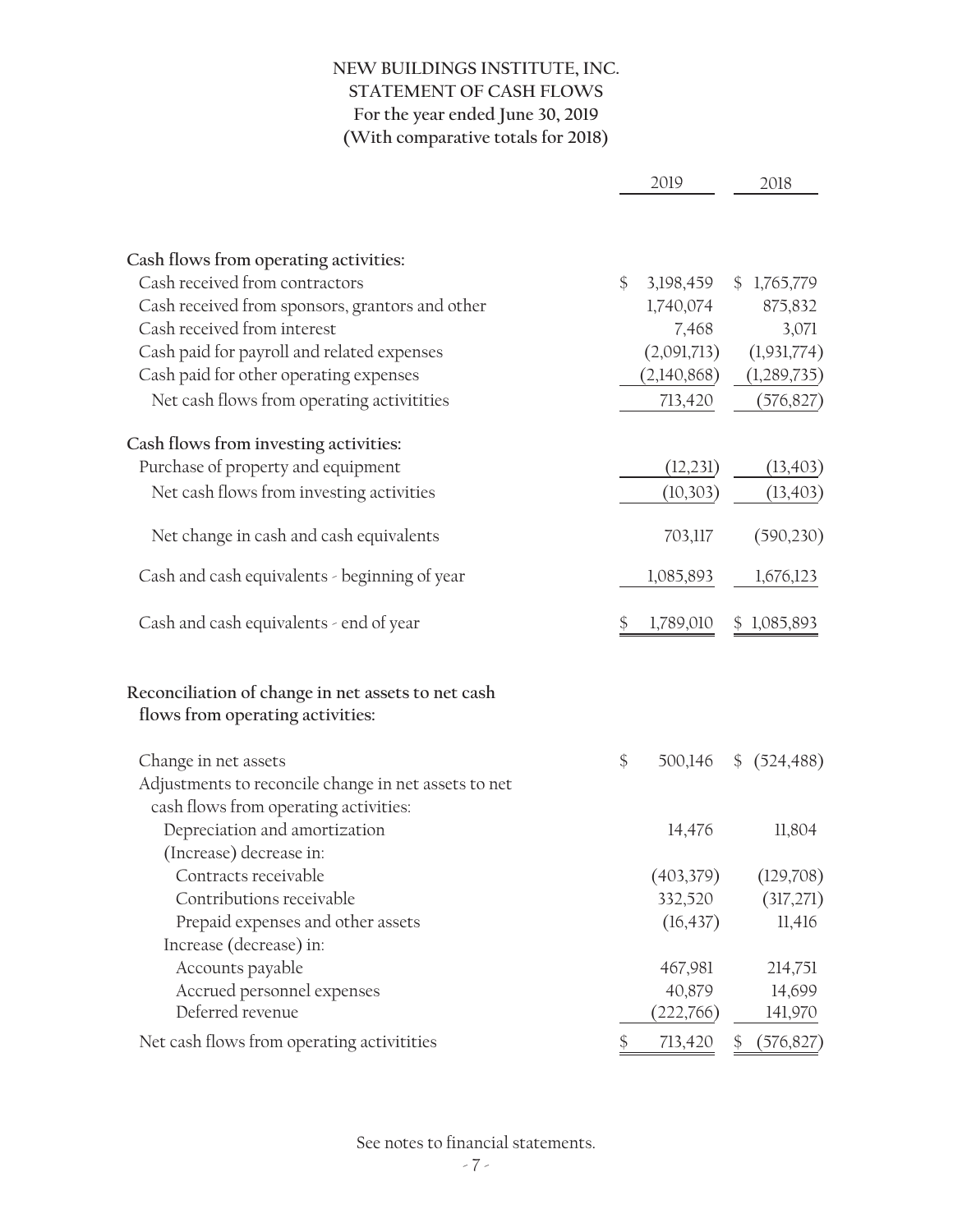# NEW BUILDINGS INSTITUTE, INC.
## STATEMENT OF CASH FLOWS
### For the year ended June 30, 2019
### (With comparative totals for 2018)

| | 2019 | 2018 |
|---|---|---|
| **Cash flows from operating activities:** | | |
| Cash received from contractors | $ 3,198,459 | $ 1,765,779 |
| Cash received from sponsors, grantors and other | 1,740,074 | 875,832 |
| Cash received from interest | 7,468 | 3,071 |
| Cash paid for payroll and related expenses | (2,091,713) | (1,931,774) |
| Cash paid for other operating expenses | (2,140,868) | (1,289,735) |
| Net cash flows from operating activitities | 713,420 | (576,827) |
| **Cash flows from investing activities:** | | |
| Purchase of property and equipment | (12,231) | (13,403) |
| Net cash flows from investing activities | (10,303) | (13,403) |
| Net change in cash and cash equivalents | 703,117 | (590,230) |
| Cash and cash equivalents - beginning of year | 1,085,893 | 1,676,123 |
| Cash and cash equivalents - end of year | $ 1,789,010 | $ 1,085,893 |
| **Reconciliation of change in net assets to net cash flows from operating activities:** | | |
| Change in net assets | $ 500,146 | $ (524,488) |
| Adjustments to reconcile change in net assets to net cash flows from operating activities: | | |
| Depreciation and amortization | 14,476 | 11,804 |
| (Increase) decrease in: | | |
| Contracts receivable | (403,379) | (129,708) |
| Contributions receivable | 332,520 | (317,271) |
| Prepaid expenses and other assets | (16,437) | 11,416 |
| Increase (decrease) in: | | |
| Accounts payable | 467,981 | 214,751 |
| Accrued personnel expenses | 40,879 | 14,699 |
| Deferred revenue | (222,766) | 141,970 |
| Net cash flows from operating activitities | $ 713,420 | $ (576,827) |

See notes to financial statements.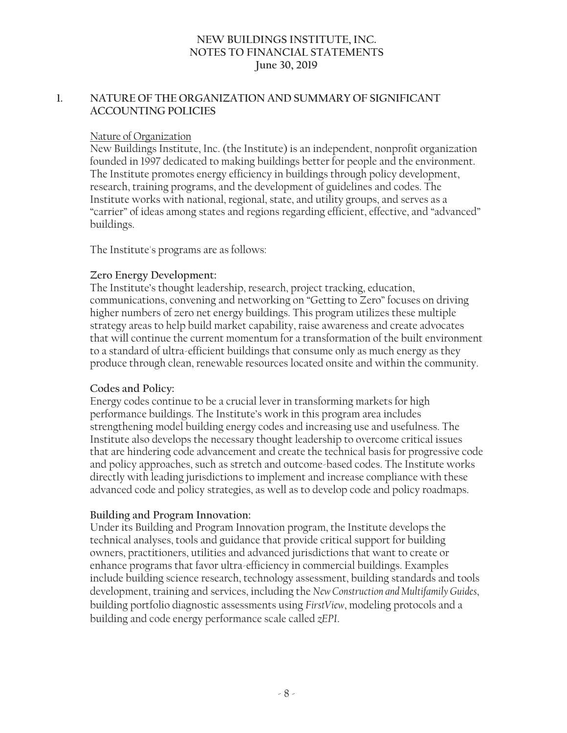# NEW BUILDINGS INSTITUTE, INC.
## NOTES TO FINANCIAL STATEMENTS
### June 30, 2019

## 1. NATURE OF THE ORGANIZATION AND SUMMARY OF SIGNIFICANT ACCOUNTING POLICIES

Nature of Organization

New Buildings Institute, Inc. (the Institute) is an independent, nonprofit organization founded in 1997 dedicated to making buildings better for people and the environment. The Institute promotes energy efficiency in buildings through policy development, research, training programs, and the development of guidelines and codes. The Institute works with national, regional, state, and utility groups, and serves as a "carrier" of ideas among states and regions regarding efficient, effective, and "advanced" buildings.

The Institute's programs are as follows:

**Zero Energy Development:**

The Institute's thought leadership, research, project tracking, education, communications, convening and networking on "Getting to Zero" focuses on driving higher numbers of zero net energy buildings. This program utilizes these multiple strategy areas to help build market capability, raise awareness and create advocates that will continue the current momentum for a transformation of the built environment to a standard of ultra-efficient buildings that consume only as much energy as they produce through clean, renewable resources located onsite and within the community.

**Codes and Policy:**

Energy codes continue to be a crucial lever in transforming markets for high performance buildings. The Institute's work in this program area includes strengthening model building energy codes and increasing use and usefulness. The Institute also develops the necessary thought leadership to overcome critical issues that are hindering code advancement and create the technical basis for progressive code and policy approaches, such as stretch and outcome-based codes. The Institute works directly with leading jurisdictions to implement and increase compliance with these advanced code and policy strategies, as well as to develop code and policy roadmaps.

**Building and Program Innovation:**

Under its Building and Program Innovation program, the Institute develops the technical analyses, tools and guidance that provide critical support for building owners, practitioners, utilities and advanced jurisdictions that want to create or enhance programs that favor ultra-efficiency in commercial buildings. Examples include building science research, technology assessment, building standards and tools development, training and services, including the *New Construction and Multifamily Guides*, building portfolio diagnostic assessments using *FirstView*, modeling protocols and a building and code energy performance scale called *zEPI*.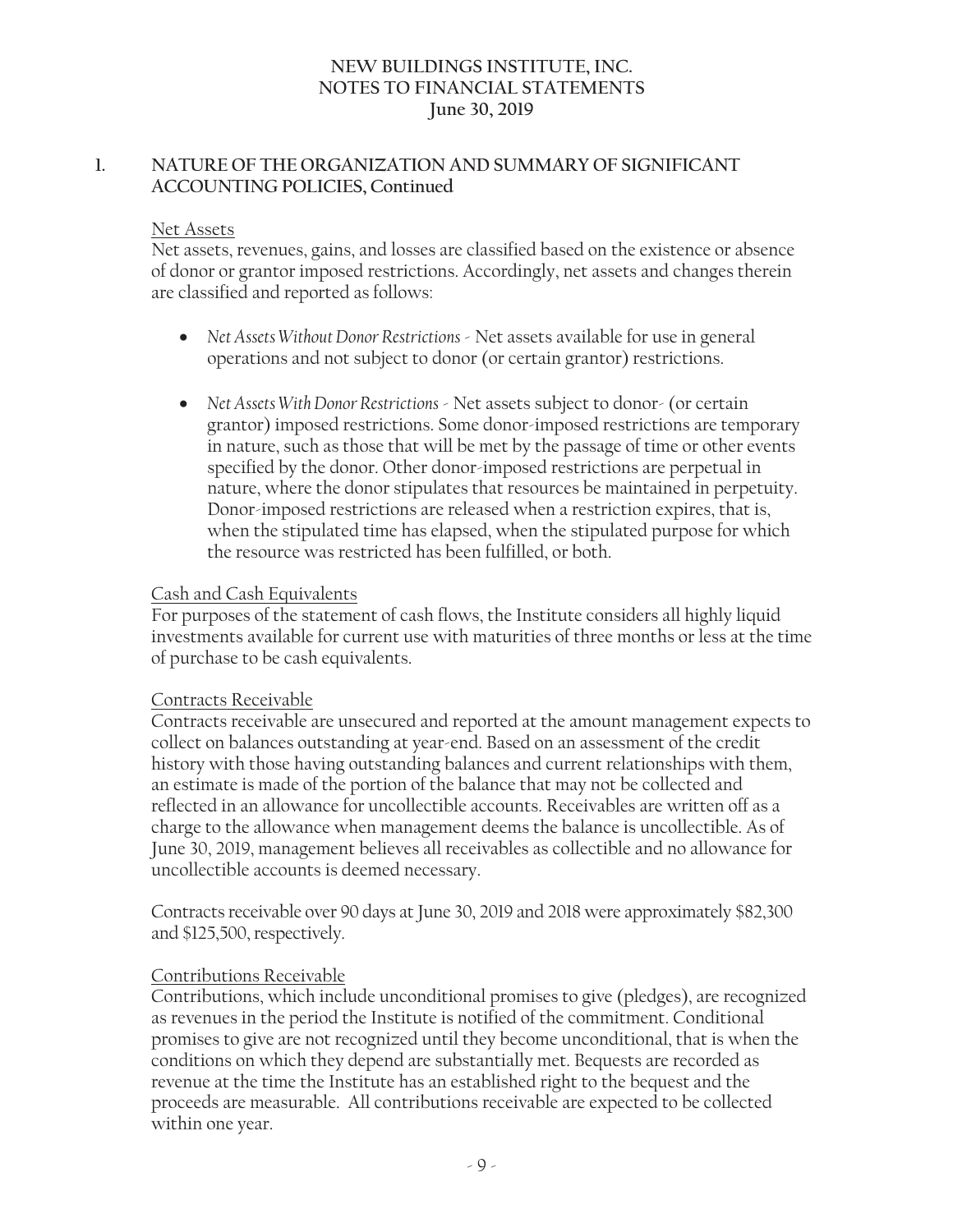# NEW BUILDINGS INSTITUTE, INC.
# NOTES TO FINANCIAL STATEMENTS
## June 30, 2019

## 1. NATURE OF THE ORGANIZATION AND SUMMARY OF SIGNIFICANT ACCOUNTING POLICIES, Continued

Net Assets

Net assets, revenues, gains, and losses are classified based on the existence or absence of donor or grantor imposed restrictions. Accordingly, net assets and changes therein are classified and reported as follows:

- *Net Assets Without Donor Restrictions* - Net assets available for use in general operations and not subject to donor (or certain grantor) restrictions.
- *Net Assets With Donor Restrictions* - Net assets subject to donor- (or certain grantor) imposed restrictions. Some donor-imposed restrictions are temporary in nature, such as those that will be met by the passage of time or other events specified by the donor. Other donor-imposed restrictions are perpetual in nature, where the donor stipulates that resources be maintained in perpetuity. Donor-imposed restrictions are released when a restriction expires, that is, when the stipulated time has elapsed, when the stipulated purpose for which the resource was restricted has been fulfilled, or both.

Cash and Cash Equivalents

For purposes of the statement of cash flows, the Institute considers all highly liquid investments available for current use with maturities of three months or less at the time of purchase to be cash equivalents.

Contracts Receivable

Contracts receivable are unsecured and reported at the amount management expects to collect on balances outstanding at year-end. Based on an assessment of the credit history with those having outstanding balances and current relationships with them, an estimate is made of the portion of the balance that may not be collected and reflected in an allowance for uncollectible accounts. Receivables are written off as a charge to the allowance when management deems the balance is uncollectible. As of June 30, 2019, management believes all receivables as collectible and no allowance for uncollectible accounts is deemed necessary.

Contracts receivable over 90 days at June 30, 2019 and 2018 were approximately $82,300 and $125,500, respectively.

Contributions Receivable

Contributions, which include unconditional promises to give (pledges), are recognized as revenues in the period the Institute is notified of the commitment. Conditional promises to give are not recognized until they become unconditional, that is when the conditions on which they depend are substantially met. Bequests are recorded as revenue at the time the Institute has an established right to the bequest and the proceeds are measurable. All contributions receivable are expected to be collected within one year.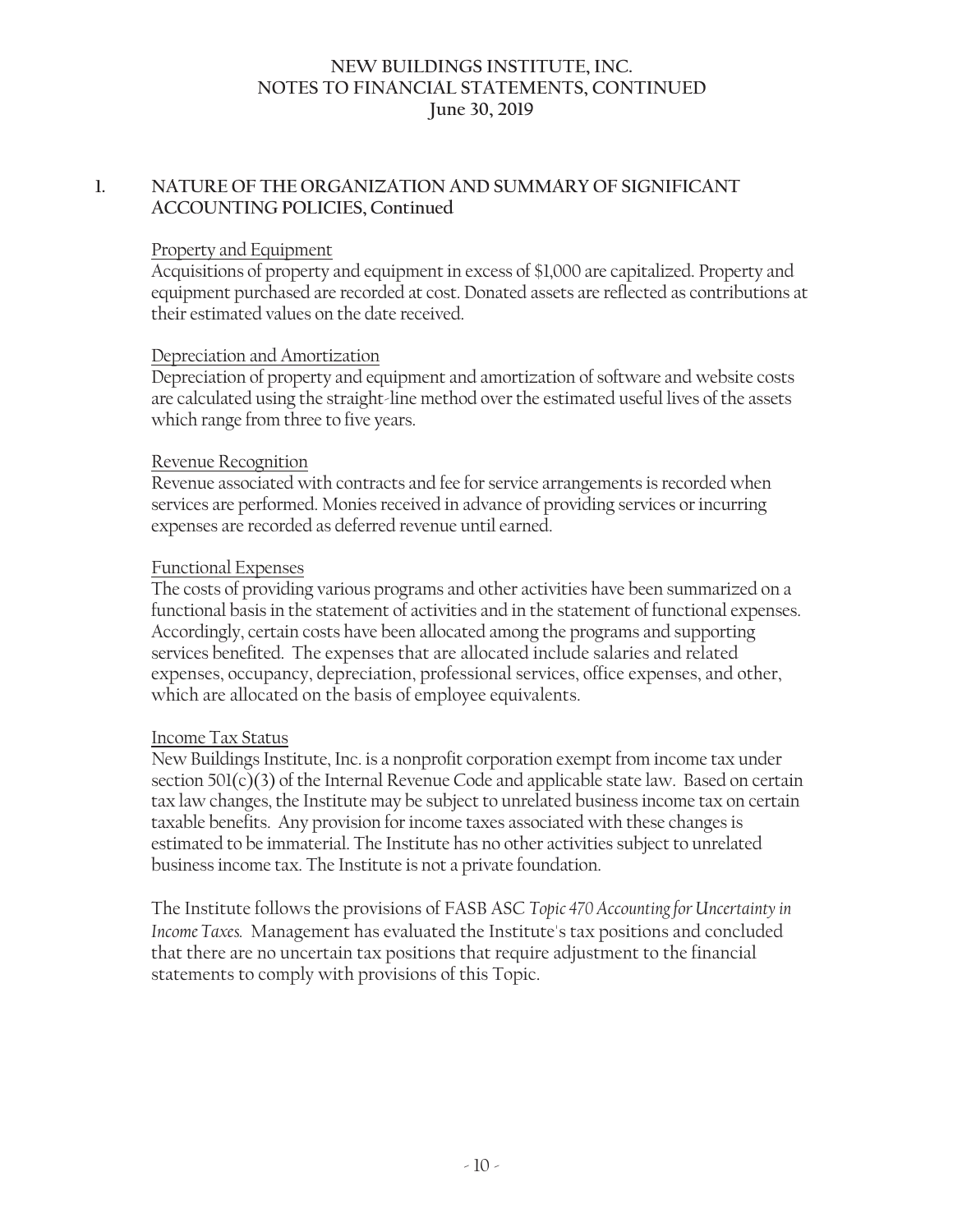# NEW BUILDINGS INSTITUTE, INC.
# NOTES TO FINANCIAL STATEMENTS, CONTINUED
## June 30, 2019

## 1. NATURE OF THE ORGANIZATION AND SUMMARY OF SIGNIFICANT ACCOUNTING POLICIES, Continued

Property and Equipment

Acquisitions of property and equipment in excess of $1,000 are capitalized. Property and equipment purchased are recorded at cost. Donated assets are reflected as contributions at their estimated values on the date received.

Depreciation and Amortization

Depreciation of property and equipment and amortization of software and website costs are calculated using the straight-line method over the estimated useful lives of the assets which range from three to five years.

Revenue Recognition

Revenue associated with contracts and fee for service arrangements is recorded when services are performed. Monies received in advance of providing services or incurring expenses are recorded as deferred revenue until earned.

Functional Expenses

The costs of providing various programs and other activities have been summarized on a functional basis in the statement of activities and in the statement of functional expenses. Accordingly, certain costs have been allocated among the programs and supporting services benefited. The expenses that are allocated include salaries and related expenses, occupancy, depreciation, professional services, office expenses, and other, which are allocated on the basis of employee equivalents.

Income Tax Status

New Buildings Institute, Inc. is a nonprofit corporation exempt from income tax under section 501(c)(3) of the Internal Revenue Code and applicable state law. Based on certain tax law changes, the Institute may be subject to unrelated business income tax on certain taxable benefits. Any provision for income taxes associated with these changes is estimated to be immaterial. The Institute has no other activities subject to unrelated business income tax. The Institute is not a private foundation.

The Institute follows the provisions of FASB ASC *Topic 470 Accounting for Uncertainty in Income Taxes.* Management has evaluated the Institute's tax positions and concluded that there are no uncertain tax positions that require adjustment to the financial statements to comply with provisions of this Topic.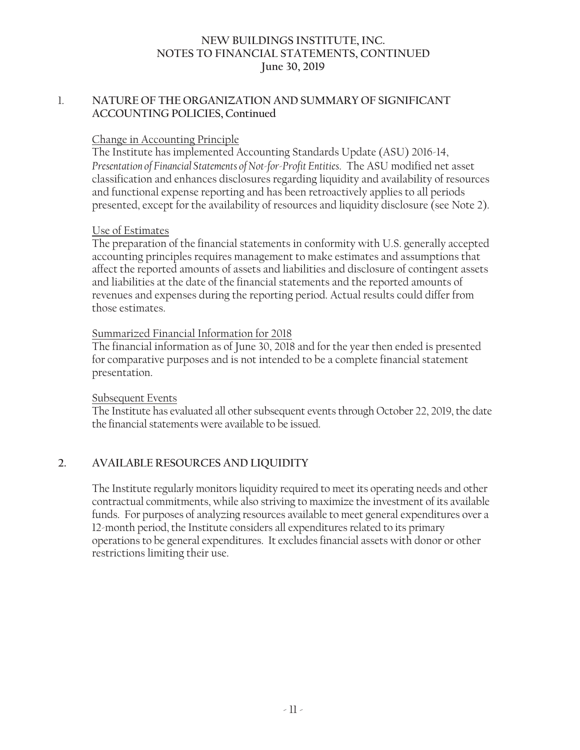# NEW BUILDINGS INSTITUTE, INC.
# NOTES TO FINANCIAL STATEMENTS, CONTINUED
# June 30, 2019

## 1. NATURE OF THE ORGANIZATION AND SUMMARY OF SIGNIFICANT ACCOUNTING POLICIES, Continued

Change in Accounting Principle

The Institute has implemented Accounting Standards Update (ASU) 2016-14, *Presentation of Financial Statements of Not-for-Profit Entities*. The ASU modified net asset classification and enhances disclosures regarding liquidity and availability of resources and functional expense reporting and has been retroactively applies to all periods presented, except for the availability of resources and liquidity disclosure (see Note 2).

Use of Estimates

The preparation of the financial statements in conformity with U.S. generally accepted accounting principles requires management to make estimates and assumptions that affect the reported amounts of assets and liabilities and disclosure of contingent assets and liabilities at the date of the financial statements and the reported amounts of revenues and expenses during the reporting period. Actual results could differ from those estimates.

Summarized Financial Information for 2018

The financial information as of June 30, 2018 and for the year then ended is presented for comparative purposes and is not intended to be a complete financial statement presentation.

Subsequent Events

The Institute has evaluated all other subsequent events through October 22, 2019, the date the financial statements were available to be issued.

## 2. AVAILABLE RESOURCES AND LIQUIDITY

The Institute regularly monitors liquidity required to meet its operating needs and other contractual commitments, while also striving to maximize the investment of its available funds. For purposes of analyzing resources available to meet general expenditures over a 12-month period, the Institute considers all expenditures related to its primary operations to be general expenditures. It excludes financial assets with donor or other restrictions limiting their use.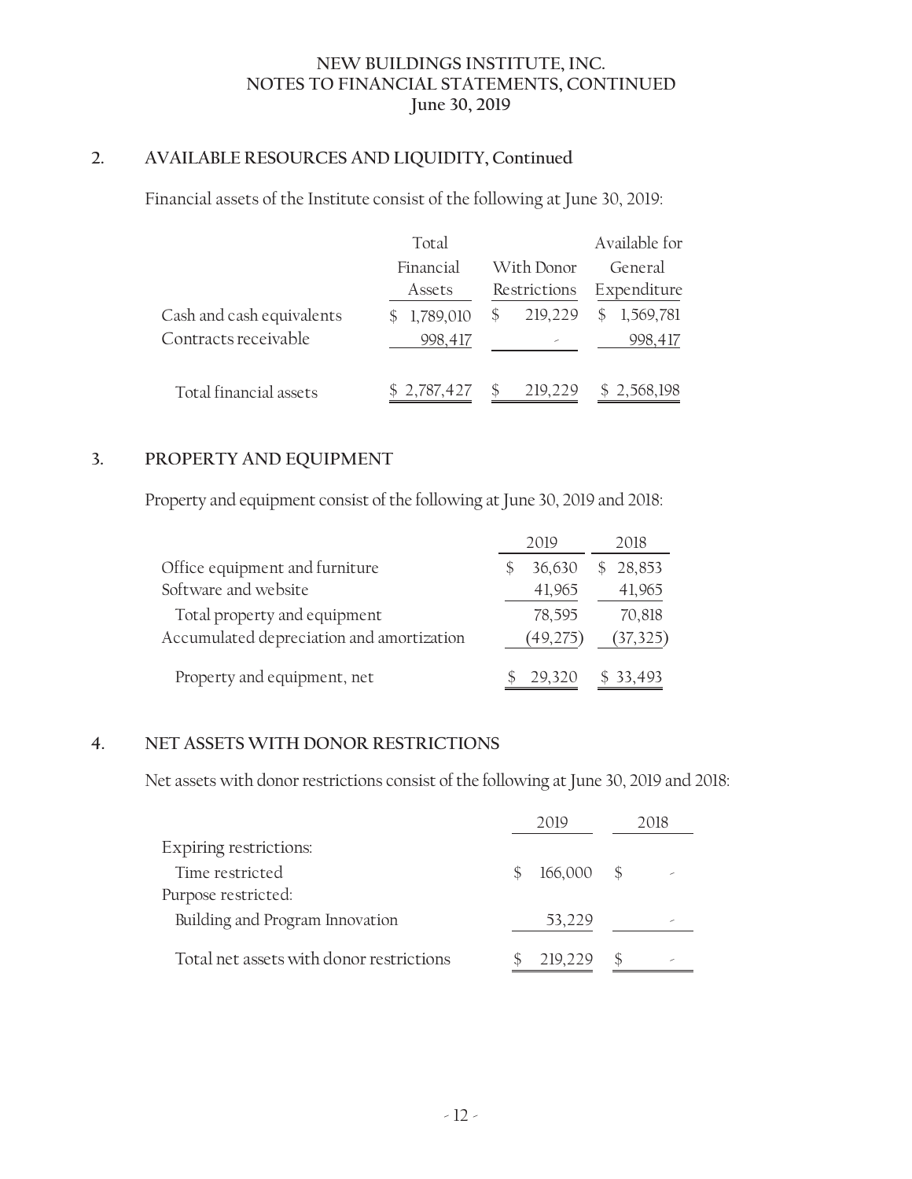# NEW BUILDINGS INSTITUTE, INC.
# NOTES TO FINANCIAL STATEMENTS, CONTINUED
## June 30, 2019

## 2. AVAILABLE RESOURCES AND LIQUIDITY, Continued

Financial assets of the Institute consist of the following at June 30, 2019:

| | Total Financial Assets | With Donor Restrictions | Available for General Expenditure |
|---|---|---|---|
| Cash and cash equivalents | $ 1,789,010 | $ 219,229 | $ 1,569,781 |
| Contracts receivable | 998,417 | - | 998,417 |
| Total financial assets | $ 2,787,427 | $ 219,229 | $ 2,568,198 |

## 3. PROPERTY AND EQUIPMENT

Property and equipment consist of the following at June 30, 2019 and 2018:

| | 2019 | 2018 |
|---|---|---|
| Office equipment and furniture | $ 36,630 | $ 28,853 |
| Software and website | 41,965 | 41,965 |
| Total property and equipment | 78,595 | 70,818 |
| Accumulated depreciation and amortization | (49,275) | (37,325) |
| Property and equipment, net | $ 29,320 | $ 33,493 |

## 4. NET ASSETS WITH DONOR RESTRICTIONS

Net assets with donor restrictions consist of the following at June 30, 2019 and 2018:

| | 2019 | 2018 |
|---|---|---|
| Expiring restrictions: | | |
| Time restricted | $ 166,000 | $ - |
| Purpose restricted: | | |
| Building and Program Innovation | 53,229 | - |
| Total net assets with donor restrictions | $ 219,229 | $ - |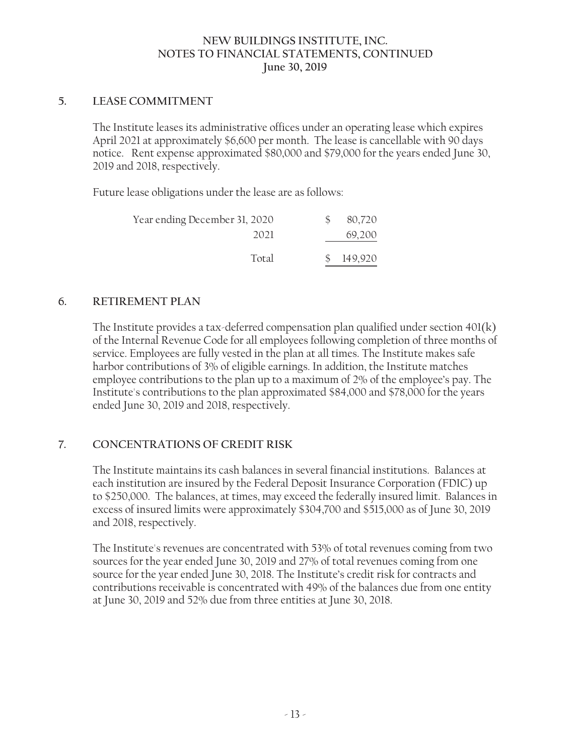# NEW BUILDINGS INSTITUTE, INC.
# NOTES TO FINANCIAL STATEMENTS, CONTINUED
# June 30, 2019

## 5. LEASE COMMITMENT

The Institute leases its administrative offices under an operating lease which expires April 2021 at approximately $6,600 per month. The lease is cancellable with 90 days notice. Rent expense approximated $80,000 and $79,000 for the years ended June 30, 2019 and 2018, respectively.

Future lease obligations under the lease are as follows:

| | |
|---|---|
| Year ending December 31, 2020 | $ 80,720 |
| 2021 | 69,200 |
| Total | $ 149,920 |

## 6. RETIREMENT PLAN

The Institute provides a tax-deferred compensation plan qualified under section 401(k) of the Internal Revenue Code for all employees following completion of three months of service. Employees are fully vested in the plan at all times. The Institute makes safe harbor contributions of 3% of eligible earnings. In addition, the Institute matches employee contributions to the plan up to a maximum of 2% of the employee's pay. The Institute's contributions to the plan approximated $84,000 and $78,000 for the years ended June 30, 2019 and 2018, respectively.

## 7. CONCENTRATIONS OF CREDIT RISK

The Institute maintains its cash balances in several financial institutions. Balances at each institution are insured by the Federal Deposit Insurance Corporation (FDIC) up to $250,000. The balances, at times, may exceed the federally insured limit. Balances in excess of insured limits were approximately $304,700 and $515,000 as of June 30, 2019 and 2018, respectively.

The Institute's revenues are concentrated with 53% of total revenues coming from two sources for the year ended June 30, 2019 and 27% of total revenues coming from one source for the year ended June 30, 2018. The Institute's credit risk for contracts and contributions receivable is concentrated with 49% of the balances due from one entity at June 30, 2019 and 52% due from three entities at June 30, 2018.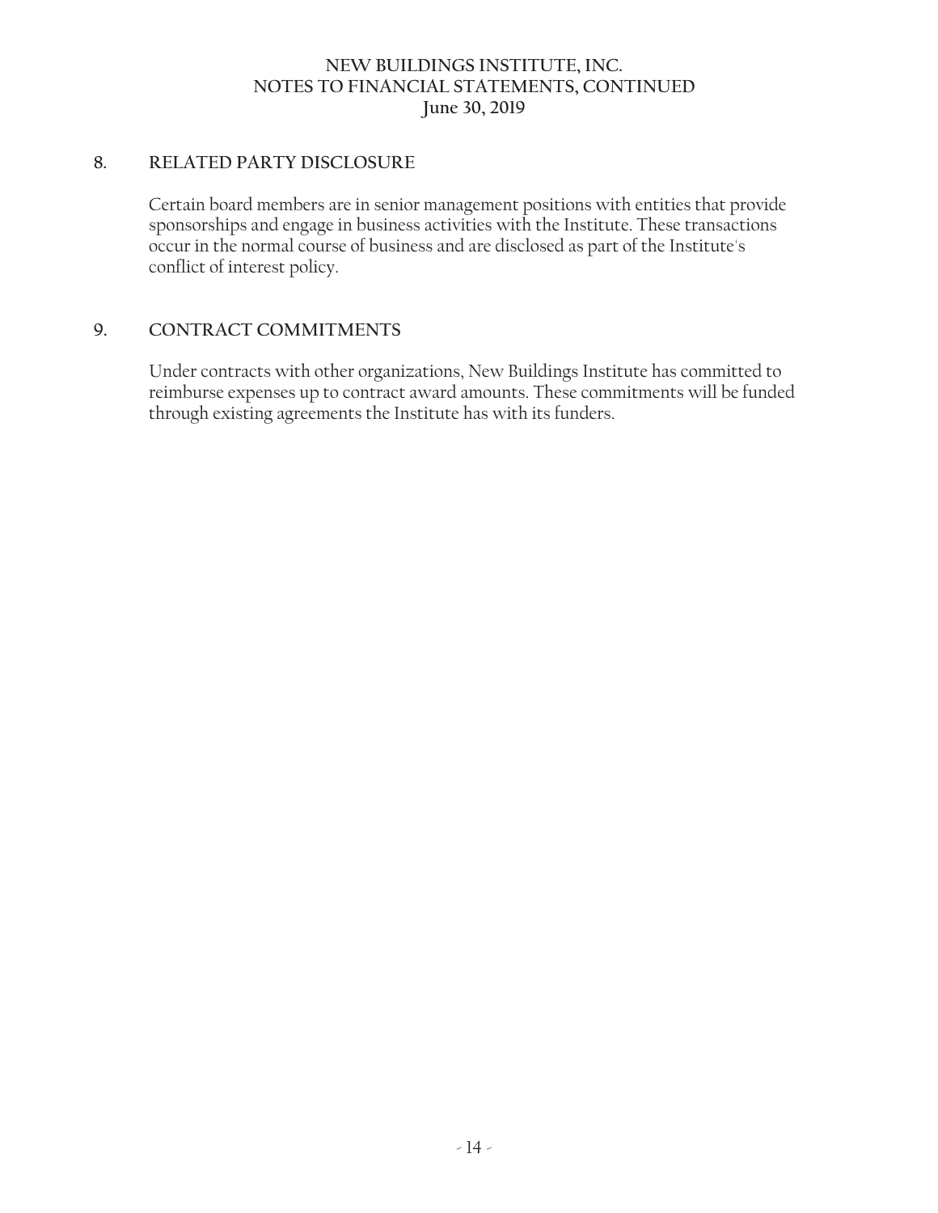## 8. RELATED PARTY DISCLOSURE

Certain board members are in senior management positions with entities that provide sponsorships and engage in business activities with the Institute. These transactions occur in the normal course of business and are disclosed as part of the Institute's conflict of interest policy.

## 9. CONTRACT COMMITMENTS

Under contracts with other organizations, New Buildings Institute has committed to reimburse expenses up to contract award amounts. These commitments will be funded through existing agreements the Institute has with its funders.